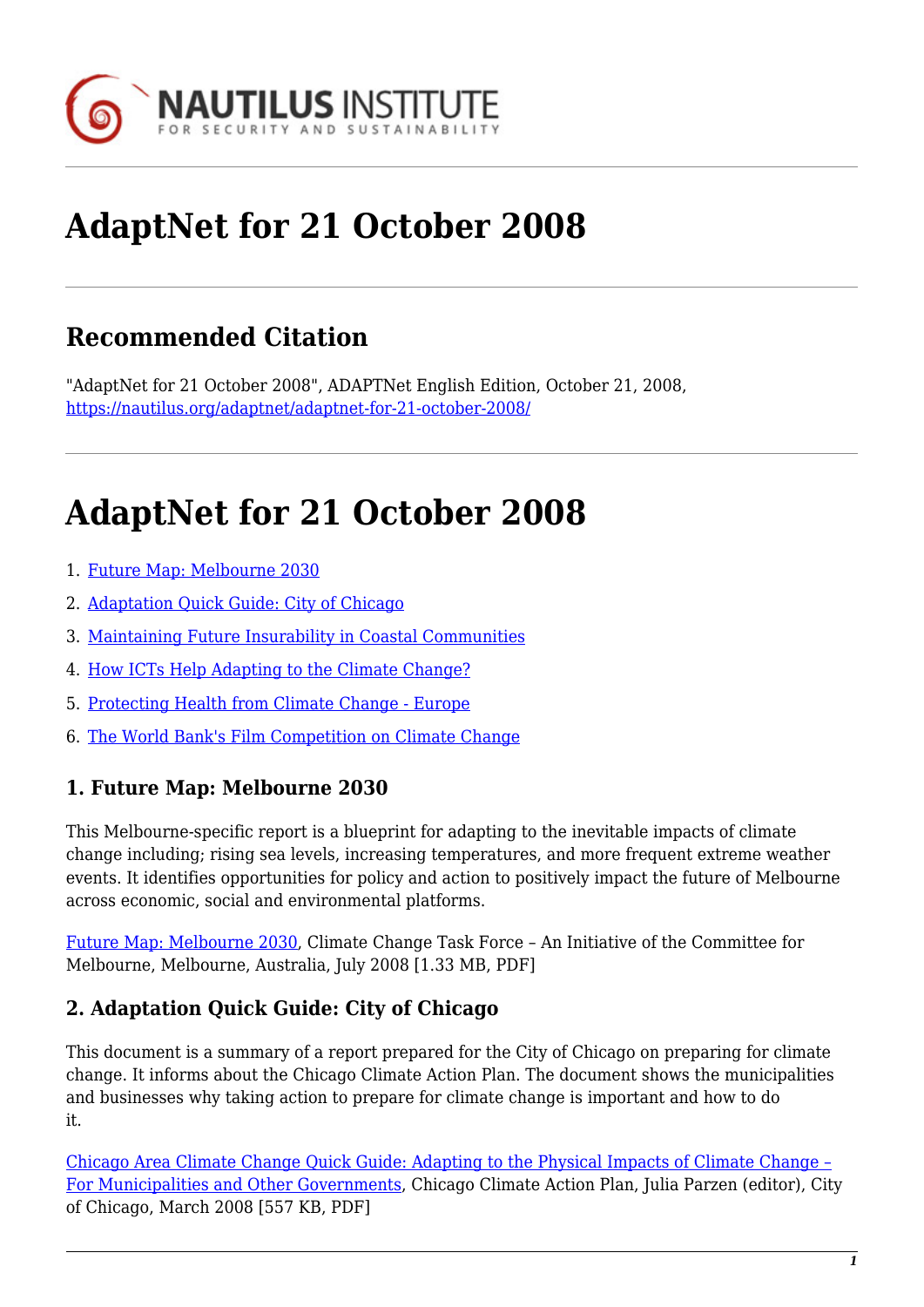# AdaptNet for 21 October 2008

## Recommended Citation

"AdaptNet for 21 October 2008", ADAPTNet English Edition, October 21, 2008, https://nautilus.org/adaptnet/adaptnet-for-21-october-2008/

# AdaptNet for 21 October 2008

1. Future Map: Melbourne 2030
2. Adaptation Quick Guide: City of Chicago
3. Maintaining Future Insurability in Coastal Communities
4. How ICTs Help Adapting to the Climate Change?
5. Protecting Health from Climate Change - Europe
6. The World Bank's Film Competition on Climate Change

### 1. Future Map: Melbourne 2030

This Melbourne-specific report is a blueprint for adapting to the inevitable impacts of climate change including; rising sea levels, increasing temperatures, and more frequent extreme weather events. It identifies opportunities for policy and action to positively impact the future of Melbourne across economic, social and environmental platforms.

Future Map: Melbourne 2030, Climate Change Task Force – An Initiative of the Committee for Melbourne, Melbourne, Australia, July 2008 [1.33 MB, PDF]

### 2. Adaptation Quick Guide: City of Chicago

This document is a summary of a report prepared for the City of Chicago on preparing for climate change. It informs about the Chicago Climate Action Plan. The document shows the municipalities and businesses why taking action to prepare for climate change is important and how to do it.

Chicago Area Climate Change Quick Guide: Adapting to the Physical Impacts of Climate Change – For Municipalities and Other Governments, Chicago Climate Action Plan, Julia Parzen (editor), City of Chicago, March 2008 [557 KB, PDF]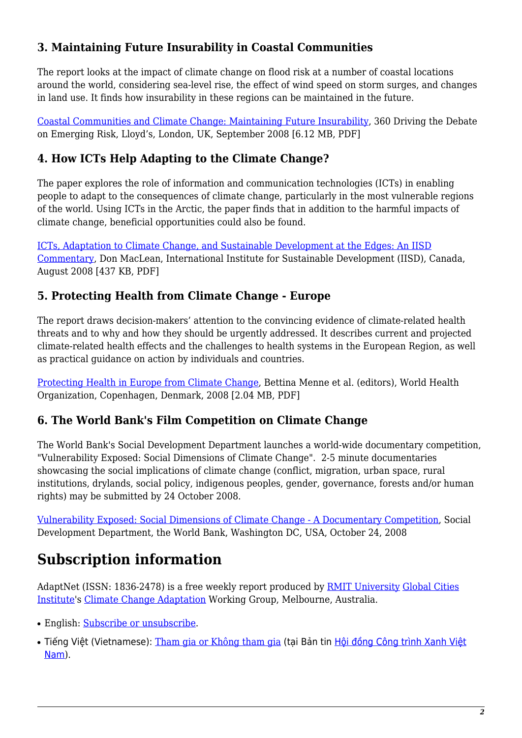### 3. Maintaining Future Insurability in Coastal Communities

The report looks at the impact of climate change on flood risk at a number of coastal locations around the world, considering sea-level rise, the effect of wind speed on storm surges, and changes in land use. It finds how insurability in these regions can be maintained in the future.

Coastal Communities and Climate Change: Maintaining Future Insurability, 360 Driving the Debate on Emerging Risk, Lloyd's, London, UK, September 2008 [6.12 MB, PDF]

### 4. How ICTs Help Adapting to the Climate Change?

The paper explores the role of information and communication technologies (ICTs) in enabling people to adapt to the consequences of climate change, particularly in the most vulnerable regions of the world. Using ICTs in the Arctic, the paper finds that in addition to the harmful impacts of climate change, beneficial opportunities could also be found.

ICTs, Adaptation to Climate Change, and Sustainable Development at the Edges: An IISD Commentary, Don MacLean, International Institute for Sustainable Development (IISD), Canada, August 2008 [437 KB, PDF]

### 5. Protecting Health from Climate Change - Europe

The report draws decision-makers' attention to the convincing evidence of climate-related health threats and to why and how they should be urgently addressed. It describes current and projected climate-related health effects and the challenges to health systems in the European Region, as well as practical guidance on action by individuals and countries.

Protecting Health in Europe from Climate Change, Bettina Menne et al. (editors), World Health Organization, Copenhagen, Denmark, 2008 [2.04 MB, PDF]

### 6. The World Bank's Film Competition on Climate Change

The World Bank's Social Development Department launches a world-wide documentary competition, "Vulnerability Exposed: Social Dimensions of Climate Change". 2-5 minute documentaries showcasing the social implications of climate change (conflict, migration, urban space, rural institutions, drylands, social policy, indigenous peoples, gender, governance, forests and/or human rights) may be submitted by 24 October 2008.

Vulnerability Exposed: Social Dimensions of Climate Change - A Documentary Competition, Social Development Department, the World Bank, Washington DC, USA, October 24, 2008

## Subscription information

AdaptNet (ISSN: 1836-2478) is a free weekly report produced by RMIT University Global Cities Institute's Climate Change Adaptation Working Group, Melbourne, Australia.

- English: Subscribe or unsubscribe.
- Tiếng Việt (Vietnamese): Tham gia or Không tham gia (tại Bản tin Hội đồng Công trình Xanh Việt Nam).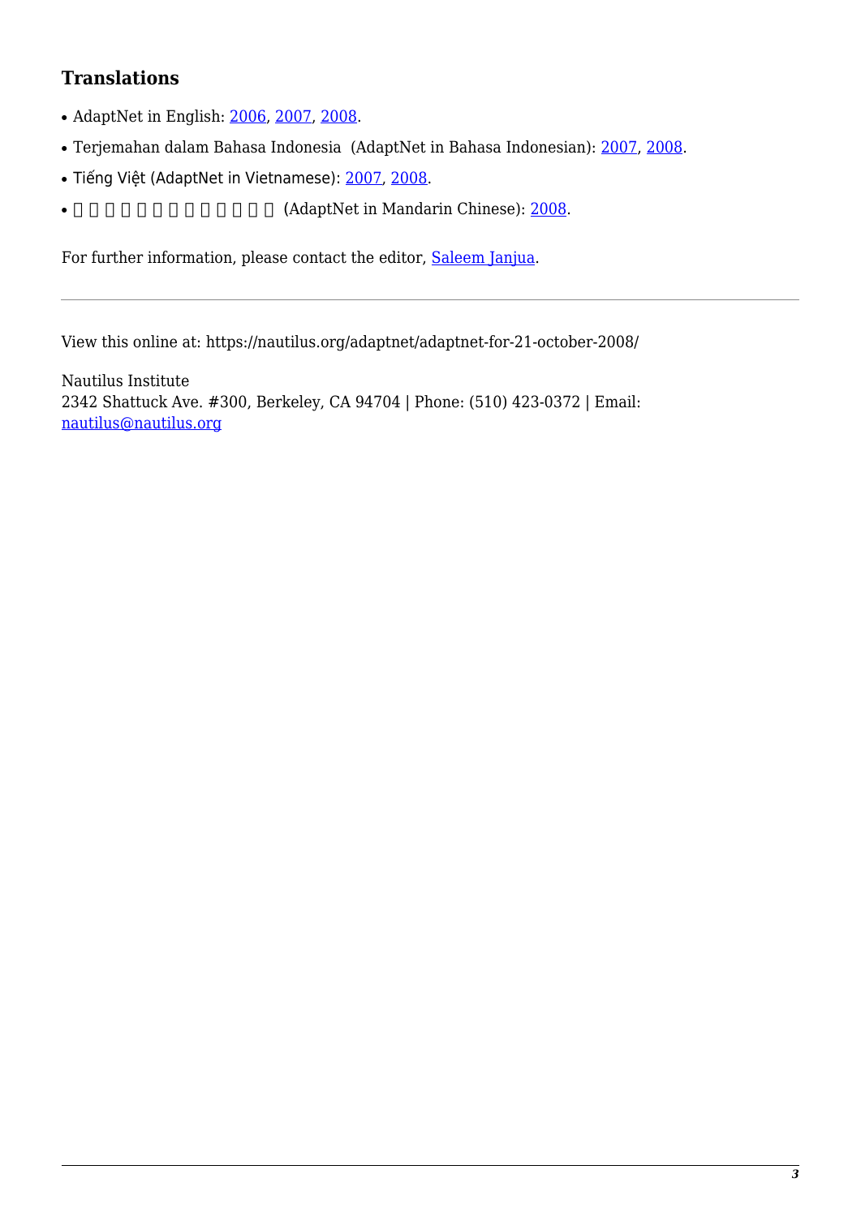## Translations

- AdaptNet in English: 2006, 2007, 2008.
- Terjemahan dalam Bahasa Indonesia (AdaptNet in Bahasa Indonesian): 2007, 2008.
- Tiếng Việt (AdaptNet in Vietnamese): 2007, 2008.
- □□□□□□□□□□□□□ (AdaptNet in Mandarin Chinese): 2008.

For further information, please contact the editor, Saleem Janjua.

---

View this online at: https://nautilus.org/adaptnet/adaptnet-for-21-october-2008/

Nautilus Institute
2342 Shattuck Ave. #300, Berkeley, CA 94704 | Phone: (510) 423-0372 | Email: nautilus@nautilus.org